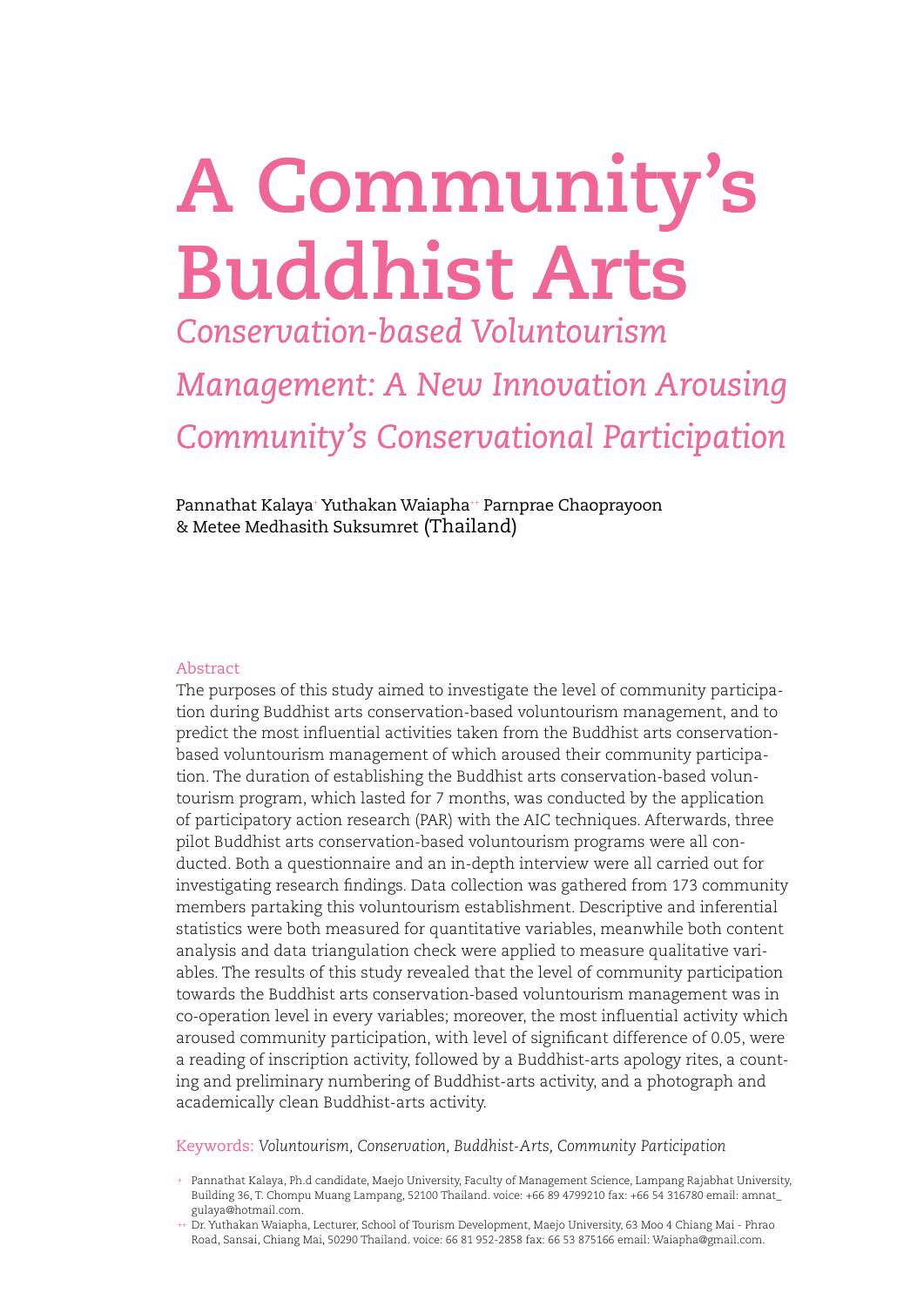# A Community's Buddhist Arts

## *Conservation-based Voluntourism Management: A New Innovation Arousing Community's Conservational Participation*

Pannathat Kalaya[+] Yuthakan Waiapha[++] Parnprae Chaoprayoon & Metee Medhasith Suksumret (Thailand)

### Abstract

The purposes of this study aimed to investigate the level of community participation during Buddhist arts conservation-based voluntourism management, and to predict the most influential activities taken from the Buddhist arts conservation-based voluntourism management of which aroused their community participation. The duration of establishing the Buddhist arts conservation-based voluntourism program, which lasted for 7 months, was conducted by the application of participatory action research (PAR) with the AIC techniques. Afterwards, three pilot Buddhist arts conservation-based voluntourism programs were all conducted. Both a questionnaire and an in-depth interview were all carried out for investigating research findings. Data collection was gathered from 173 community members partaking this voluntourism establishment. Descriptive and inferential statistics were both measured for quantitative variables, meanwhile both content analysis and data triangulation check were applied to measure qualitative variables. The results of this study revealed that the level of community participation towards the Buddhist arts conservation-based voluntourism management was in co-operation level in every variables; moreover, the most influential activity which aroused community participation, with level of significant difference of 0.05, were a reading of inscription activity, followed by a Buddhist-arts apology rites, a counting and preliminary numbering of Buddhist-arts activity, and a photograph and academically clean Buddhist-arts activity.

Keywords: *Voluntourism, Conservation, Buddhist-Arts, Community Participation*

[+] Pannathat Kalaya, Ph.d candidate, Maejo University, Faculty of Management Science, Lampang Rajabhat University, Building 36, T. Chompu Muang Lampang, 52100 Thailand. voice: +66 89 4799210 fax: +66 54 316780 email: amnat_gulaya@hotmail.com.

[++] Dr. Yuthakan Waiapha, Lecturer, School of Tourism Development, Maejo University, 63 Moo 4 Chiang Mai - Phrao Road, Sansai, Chiang Mai, 50290 Thailand. voice: 66 81 952-2858 fax: 66 53 875166 email: Waiapha@gmail.com.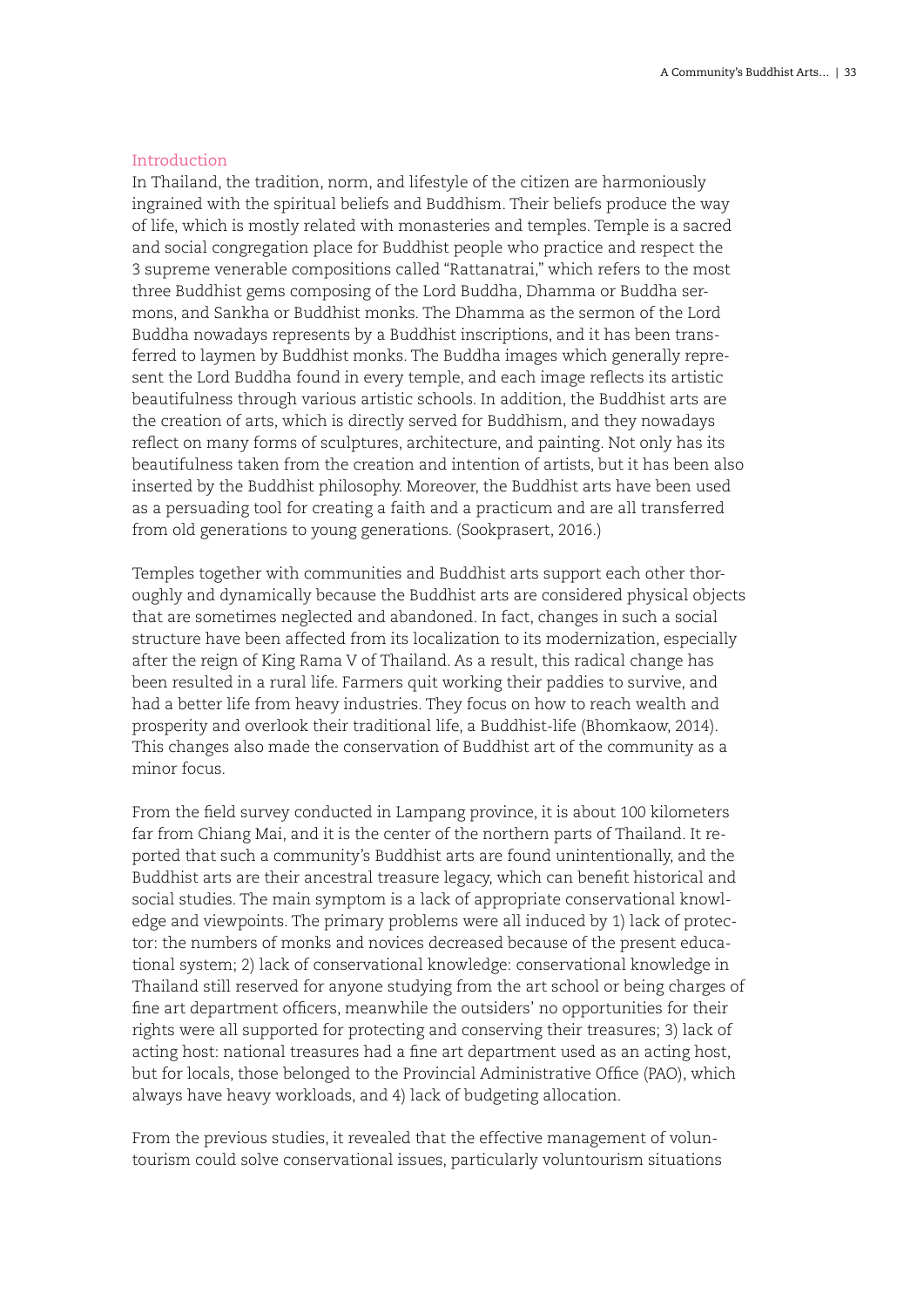## Introduction

In Thailand, the tradition, norm, and lifestyle of the citizen are harmoniously ingrained with the spiritual beliefs and Buddhism. Their beliefs produce the way of life, which is mostly related with monasteries and temples. Temple is a sacred and social congregation place for Buddhist people who practice and respect the 3 supreme venerable compositions called "Rattanatrai," which refers to the most three Buddhist gems composing of the Lord Buddha, Dhamma or Buddha sermons, and Sankha or Buddhist monks. The Dhamma as the sermon of the Lord Buddha nowadays represents by a Buddhist inscriptions, and it has been transferred to laymen by Buddhist monks. The Buddha images which generally represent the Lord Buddha found in every temple, and each image reflects its artistic beautifulness through various artistic schools. In addition, the Buddhist arts are the creation of arts, which is directly served for Buddhism, and they nowadays reflect on many forms of sculptures, architecture, and painting. Not only has its beautifulness taken from the creation and intention of artists, but it has been also inserted by the Buddhist philosophy. Moreover, the Buddhist arts have been used as a persuading tool for creating a faith and a practicum and are all transferred from old generations to young generations. (Sookprasert, 2016.)

Temples together with communities and Buddhist arts support each other thoroughly and dynamically because the Buddhist arts are considered physical objects that are sometimes neglected and abandoned. In fact, changes in such a social structure have been affected from its localization to its modernization, especially after the reign of King Rama V of Thailand. As a result, this radical change has been resulted in a rural life. Farmers quit working their paddies to survive, and had a better life from heavy industries. They focus on how to reach wealth and prosperity and overlook their traditional life, a Buddhist-life (Bhomkaow, 2014). This changes also made the conservation of Buddhist art of the community as a minor focus.

From the field survey conducted in Lampang province, it is about 100 kilometers far from Chiang Mai, and it is the center of the northern parts of Thailand. It reported that such a community's Buddhist arts are found unintentionally, and the Buddhist arts are their ancestral treasure legacy, which can benefit historical and social studies. The main symptom is a lack of appropriate conservational knowledge and viewpoints. The primary problems were all induced by 1) lack of protector: the numbers of monks and novices decreased because of the present educational system; 2) lack of conservational knowledge: conservational knowledge in Thailand still reserved for anyone studying from the art school or being charges of fine art department officers, meanwhile the outsiders' no opportunities for their rights were all supported for protecting and conserving their treasures; 3) lack of acting host: national treasures had a fine art department used as an acting host, but for locals, those belonged to the Provincial Administrative Office (PAO), which always have heavy workloads, and 4) lack of budgeting allocation.

From the previous studies, it revealed that the effective management of voluntourism could solve conservational issues, particularly voluntourism situations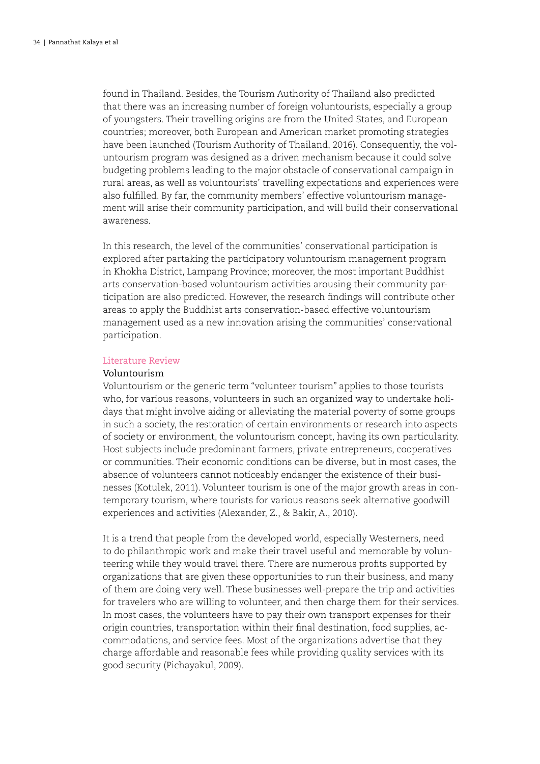found in Thailand. Besides, the Tourism Authority of Thailand also predicted that there was an increasing number of foreign voluntourists, especially a group of youngsters. Their travelling origins are from the United States, and European countries; moreover, both European and American market promoting strategies have been launched (Tourism Authority of Thailand, 2016). Consequently, the voluntourism program was designed as a driven mechanism because it could solve budgeting problems leading to the major obstacle of conservational campaign in rural areas, as well as voluntourists' travelling expectations and experiences were also fulfilled. By far, the community members' effective voluntourism management will arise their community participation, and will build their conservational awareness.

In this research, the level of the communities' conservational participation is explored after partaking the participatory voluntourism management program in Khokha District, Lampang Province; moreover, the most important Buddhist arts conservation-based voluntourism activities arousing their community participation are also predicted. However, the research findings will contribute other areas to apply the Buddhist arts conservation-based effective voluntourism management used as a new innovation arising the communities' conservational participation.

## Literature Review

### Voluntourism

Voluntourism or the generic term "volunteer tourism" applies to those tourists who, for various reasons, volunteers in such an organized way to undertake holidays that might involve aiding or alleviating the material poverty of some groups in such a society, the restoration of certain environments or research into aspects of society or environment, the voluntourism concept, having its own particularity. Host subjects include predominant farmers, private entrepreneurs, cooperatives or communities. Their economic conditions can be diverse, but in most cases, the absence of volunteers cannot noticeably endanger the existence of their businesses (Kotulek, 2011). Volunteer tourism is one of the major growth areas in contemporary tourism, where tourists for various reasons seek alternative goodwill experiences and activities (Alexander, Z., & Bakir, A., 2010).

It is a trend that people from the developed world, especially Westerners, need to do philanthropic work and make their travel useful and memorable by volunteering while they would travel there. There are numerous profits supported by organizations that are given these opportunities to run their business, and many of them are doing very well. These businesses well-prepare the trip and activities for travelers who are willing to volunteer, and then charge them for their services. In most cases, the volunteers have to pay their own transport expenses for their origin countries, transportation within their final destination, food supplies, accommodations, and service fees. Most of the organizations advertise that they charge affordable and reasonable fees while providing quality services with its good security (Pichayakul, 2009).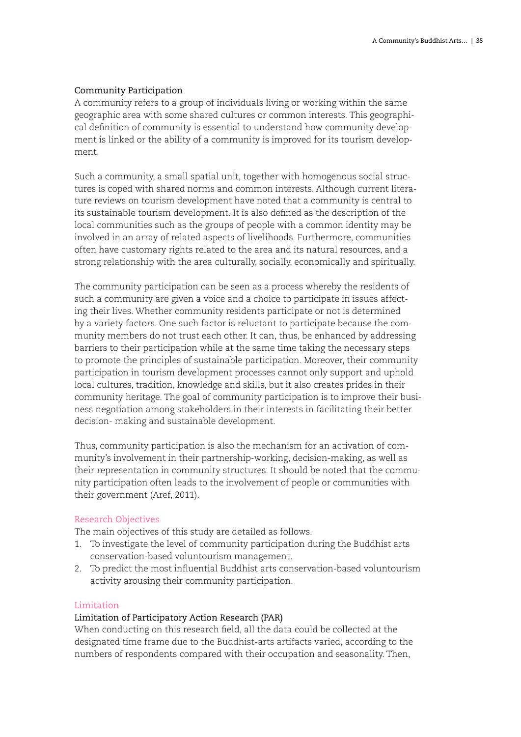### Community Participation

A community refers to a group of individuals living or working within the same geographic area with some shared cultures or common interests. This geographical definition of community is essential to understand how community development is linked or the ability of a community is improved for its tourism development.

Such a community, a small spatial unit, together with homogenous social structures is coped with shared norms and common interests. Although current literature reviews on tourism development have noted that a community is central to its sustainable tourism development. It is also defined as the description of the local communities such as the groups of people with a common identity may be involved in an array of related aspects of livelihoods. Furthermore, communities often have customary rights related to the area and its natural resources, and a strong relationship with the area culturally, socially, economically and spiritually.

The community participation can be seen as a process whereby the residents of such a community are given a voice and a choice to participate in issues affecting their lives. Whether community residents participate or not is determined by a variety factors. One such factor is reluctant to participate because the community members do not trust each other. It can, thus, be enhanced by addressing barriers to their participation while at the same time taking the necessary steps to promote the principles of sustainable participation. Moreover, their community participation in tourism development processes cannot only support and uphold local cultures, tradition, knowledge and skills, but it also creates prides in their community heritage. The goal of community participation is to improve their business negotiation among stakeholders in their interests in facilitating their better decision- making and sustainable development.

Thus, community participation is also the mechanism for an activation of community's involvement in their partnership-working, decision-making, as well as their representation in community structures. It should be noted that the community participation often leads to the involvement of people or communities with their government (Aref, 2011).

## Research Objectives

The main objectives of this study are detailed as follows.

1. To investigate the level of community participation during the Buddhist arts conservation-based voluntourism management.
2. To predict the most influential Buddhist arts conservation-based voluntourism activity arousing their community participation.

## Limitation

### Limitation of Participatory Action Research (PAR)

When conducting on this research field, all the data could be collected at the designated time frame due to the Buddhist-arts artifacts varied, according to the numbers of respondents compared with their occupation and seasonality. Then,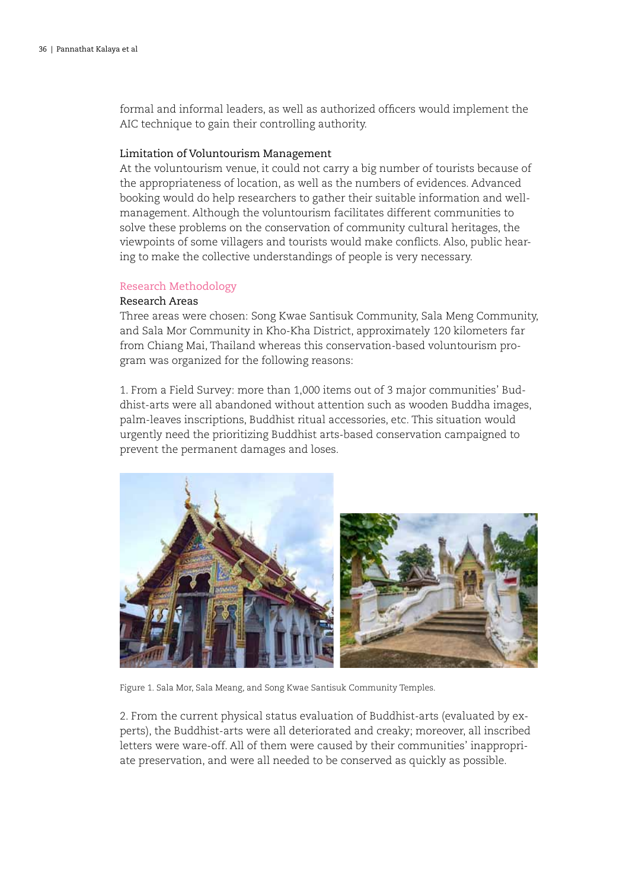formal and informal leaders, as well as authorized officers would implement the AIC technique to gain their controlling authority.

### Limitation of Voluntourism Management

At the voluntourism venue, it could not carry a big number of tourists because of the appropriateness of location, as well as the numbers of evidences. Advanced booking would do help researchers to gather their suitable information and well-management. Although the voluntourism facilitates different communities to solve these problems on the conservation of community cultural heritages, the viewpoints of some villagers and tourists would make conflicts. Also, public hearing to make the collective understandings of people is very necessary.

## Research Methodology

### Research Areas

Three areas were chosen: Song Kwae Santisuk Community, Sala Meng Community, and Sala Mor Community in Kho-Kha District, approximately 120 kilometers far from Chiang Mai, Thailand whereas this conservation-based voluntourism program was organized for the following reasons:

1. From a Field Survey: more than 1,000 items out of 3 major communities' Buddhist-arts were all abandoned without attention such as wooden Buddha images, palm-leaves inscriptions, Buddhist ritual accessories, etc. This situation would urgently need the prioritizing Buddhist arts-based conservation campaigned to prevent the permanent damages and loses.

Figure 1. Sala Mor, Sala Meang, and Song Kwae Santisuk Community Temples.

2. From the current physical status evaluation of Buddhist-arts (evaluated by experts), the Buddhist-arts were all deteriorated and creaky; moreover, all inscribed letters were ware-off. All of them were caused by their communities' inappropriate preservation, and were all needed to be conserved as quickly as possible.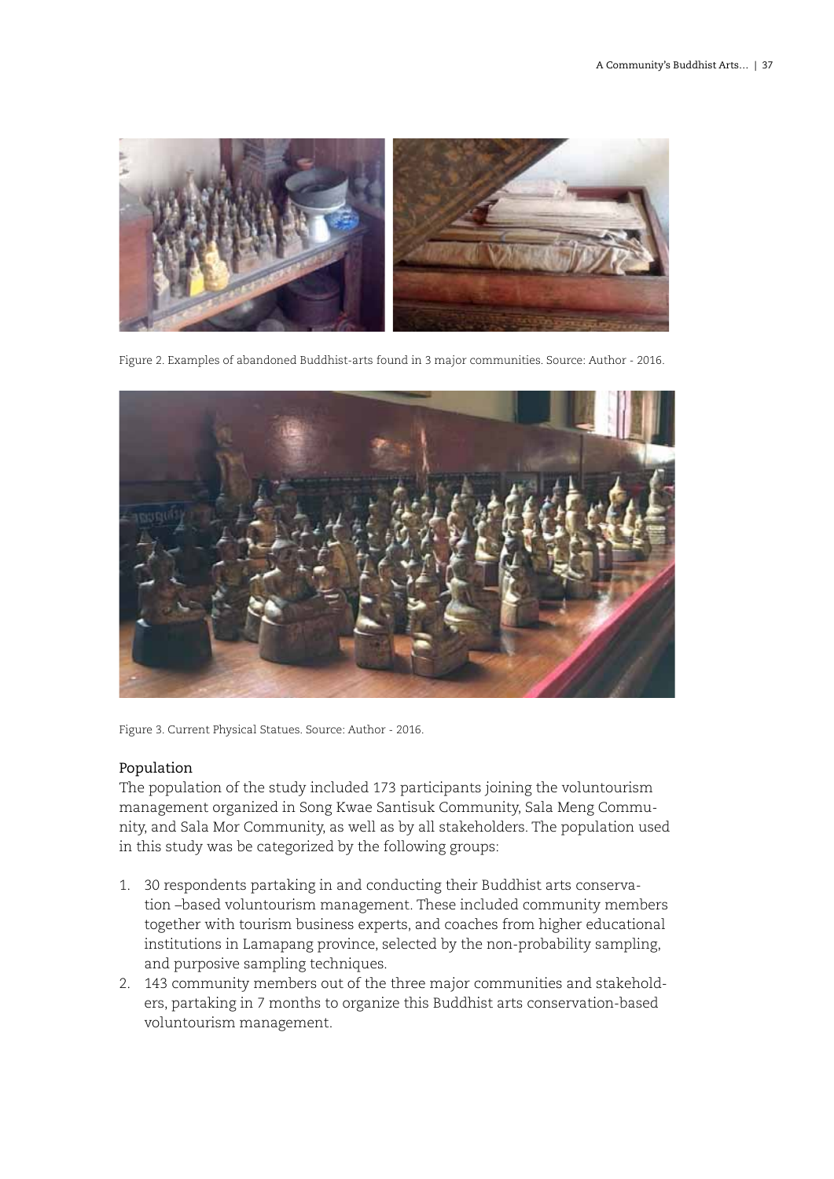Figure 2. Examples of abandoned Buddhist-arts found in 3 major communities. Source: Author - 2016.

Figure 3. Current Physical Statues. Source: Author - 2016.

### Population

The population of the study included 173 participants joining the voluntourism management organized in Song Kwae Santisuk Community, Sala Meng Community, and Sala Mor Community, as well as by all stakeholders. The population used in this study was be categorized by the following groups:

1. 30 respondents partaking in and conducting their Buddhist arts conservation –based voluntourism management. These included community members together with tourism business experts, and coaches from higher educational institutions in Lamapang province, selected by the non-probability sampling, and purposive sampling techniques.
2. 143 community members out of the three major communities and stakeholders, partaking in 7 months to organize this Buddhist arts conservation-based voluntourism management.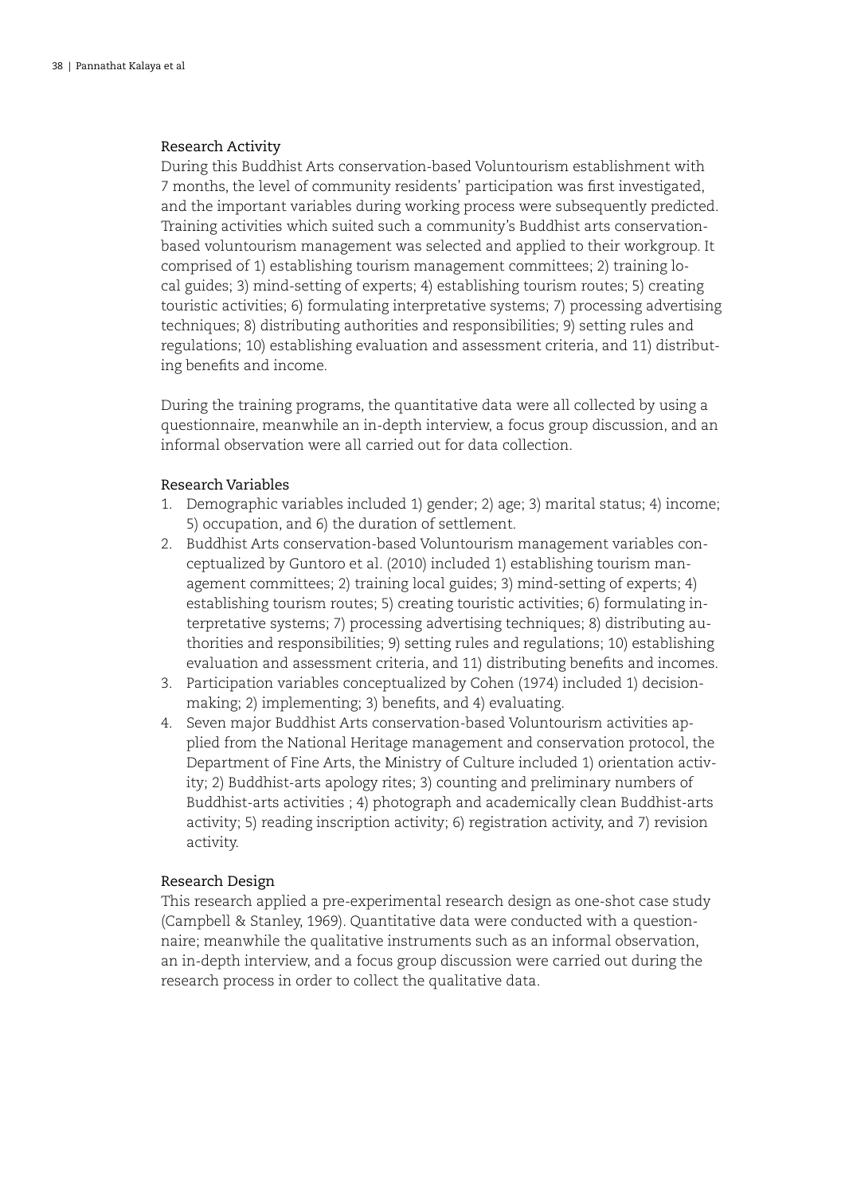### Research Activity

During this Buddhist Arts conservation-based Voluntourism establishment with 7 months, the level of community residents' participation was first investigated, and the important variables during working process were subsequently predicted. Training activities which suited such a community's Buddhist arts conservation-based voluntourism management was selected and applied to their workgroup. It comprised of 1) establishing tourism management committees; 2) training local guides; 3) mind-setting of experts; 4) establishing tourism routes; 5) creating touristic activities; 6) formulating interpretative systems; 7) processing advertising techniques; 8) distributing authorities and responsibilities; 9) setting rules and regulations; 10) establishing evaluation and assessment criteria, and 11) distributing benefits and income.

During the training programs, the quantitative data were all collected by using a questionnaire, meanwhile an in-depth interview, a focus group discussion, and an informal observation were all carried out for data collection.

### Research Variables

1. Demographic variables included 1) gender; 2) age; 3) marital status; 4) income; 5) occupation, and 6) the duration of settlement.
2. Buddhist Arts conservation-based Voluntourism management variables conceptualized by Guntoro et al. (2010) included 1) establishing tourism management committees; 2) training local guides; 3) mind-setting of experts; 4) establishing tourism routes; 5) creating touristic activities; 6) formulating interpretative systems; 7) processing advertising techniques; 8) distributing authorities and responsibilities; 9) setting rules and regulations; 10) establishing evaluation and assessment criteria, and 11) distributing benefits and incomes.
3. Participation variables conceptualized by Cohen (1974) included 1) decision-making; 2) implementing; 3) benefits, and 4) evaluating.
4. Seven major Buddhist Arts conservation-based Voluntourism activities applied from the National Heritage management and conservation protocol, the Department of Fine Arts, the Ministry of Culture included 1) orientation activity; 2) Buddhist-arts apology rites; 3) counting and preliminary numbers of Buddhist-arts activities ; 4) photograph and academically clean Buddhist-arts activity; 5) reading inscription activity; 6) registration activity, and 7) revision activity.

### Research Design

This research applied a pre-experimental research design as one-shot case study (Campbell & Stanley, 1969). Quantitative data were conducted with a questionnaire; meanwhile the qualitative instruments such as an informal observation, an in-depth interview, and a focus group discussion were carried out during the research process in order to collect the qualitative data.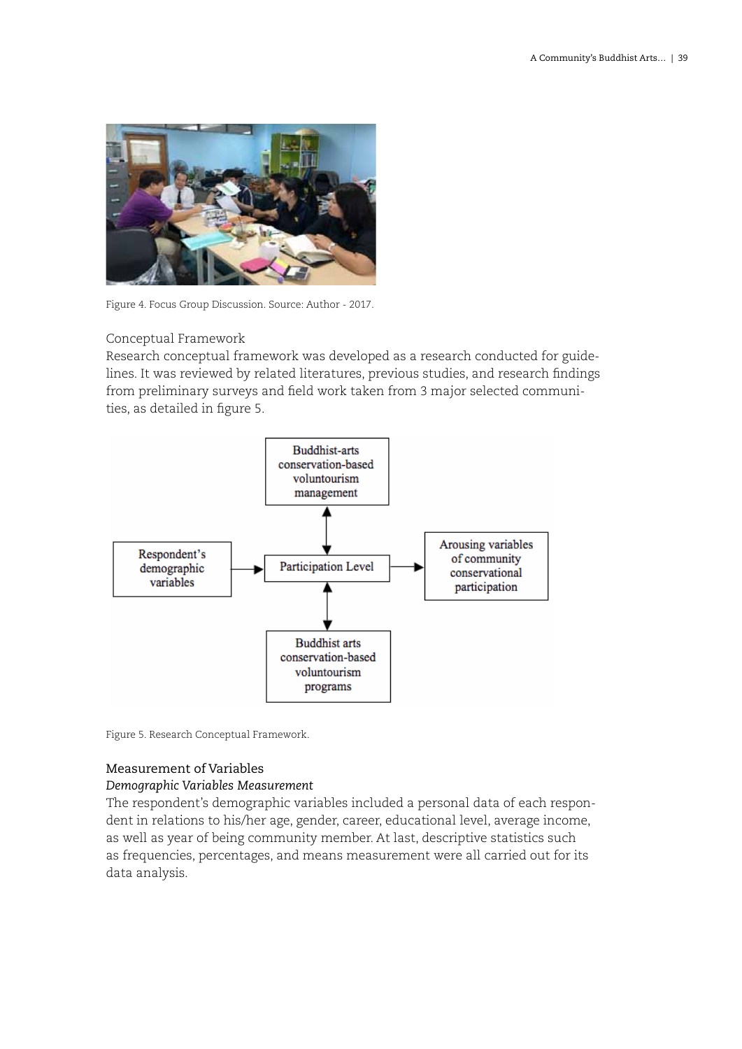Figure 4. Focus Group Discussion. Source: Author - 2017.

## Conceptual Framework

Research conceptual framework was developed as a research conducted for guidelines. It was reviewed by related literatures, previous studies, and research findings from preliminary surveys and field work taken from 3 major selected communities, as detailed in figure 5.

Figure 5. Research Conceptual Framework.

## Measurement of Variables

### *Demographic Variables Measurement*

The respondent's demographic variables included a personal data of each respondent in relations to his/her age, gender, career, educational level, average income, as well as year of being community member. At last, descriptive statistics such as frequencies, percentages, and means measurement were all carried out for its data analysis.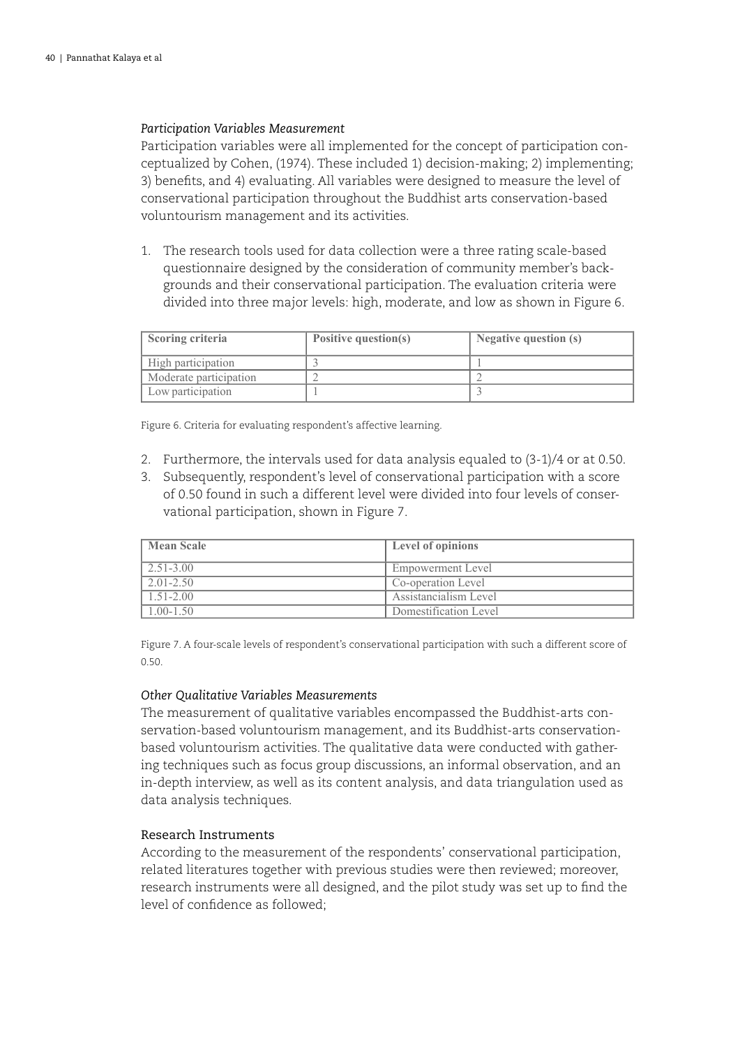### *Participation Variables Measurement*

Participation variables were all implemented for the concept of participation conceptualized by Cohen, (1974). These included 1) decision-making; 2) implementing; 3) benefits, and 4) evaluating. All variables were designed to measure the level of conservational participation throughout the Buddhist arts conservation-based voluntourism management and its activities.

1. The research tools used for data collection were a three rating scale-based questionnaire designed by the consideration of community member's backgrounds and their conservational participation. The evaluation criteria were divided into three major levels: high, moderate, and low as shown in Figure 6.

| Scoring criteria | Positive question(s) | Negative question (s) |
|---|---|---|
| High participation | 3 | 1 |
| Moderate participation | 2 | 2 |
| Low participation | 1 | 3 |

Figure 6. Criteria for evaluating respondent's affective learning.

2. Furthermore, the intervals used for data analysis equaled to (3-1)/4 or at 0.50.
3. Subsequently, respondent's level of conservational participation with a score of 0.50 found in such a different level were divided into four levels of conservational participation, shown in Figure 7.

| Mean Scale | Level of opinions |
|---|---|
| 2.51-3.00 | Empowerment Level |
| 2.01-2.50 | Co-operation Level |
| 1.51-2.00 | Assistancialism Level |
| 1.00-1.50 | Domestification Level |

Figure 7. A four-scale levels of respondent's conservational participation with such a different score of 0.50.

### *Other Qualitative Variables Measurements*

The measurement of qualitative variables encompassed the Buddhist-arts conservation-based voluntourism management, and its Buddhist-arts conservation-based voluntourism activities. The qualitative data were conducted with gathering techniques such as focus group discussions, an informal observation, and an in-depth interview, as well as its content analysis, and data triangulation used as data analysis techniques.

### Research Instruments

According to the measurement of the respondents' conservational participation, related literatures together with previous studies were then reviewed; moreover, research instruments were all designed, and the pilot study was set up to find the level of confidence as followed;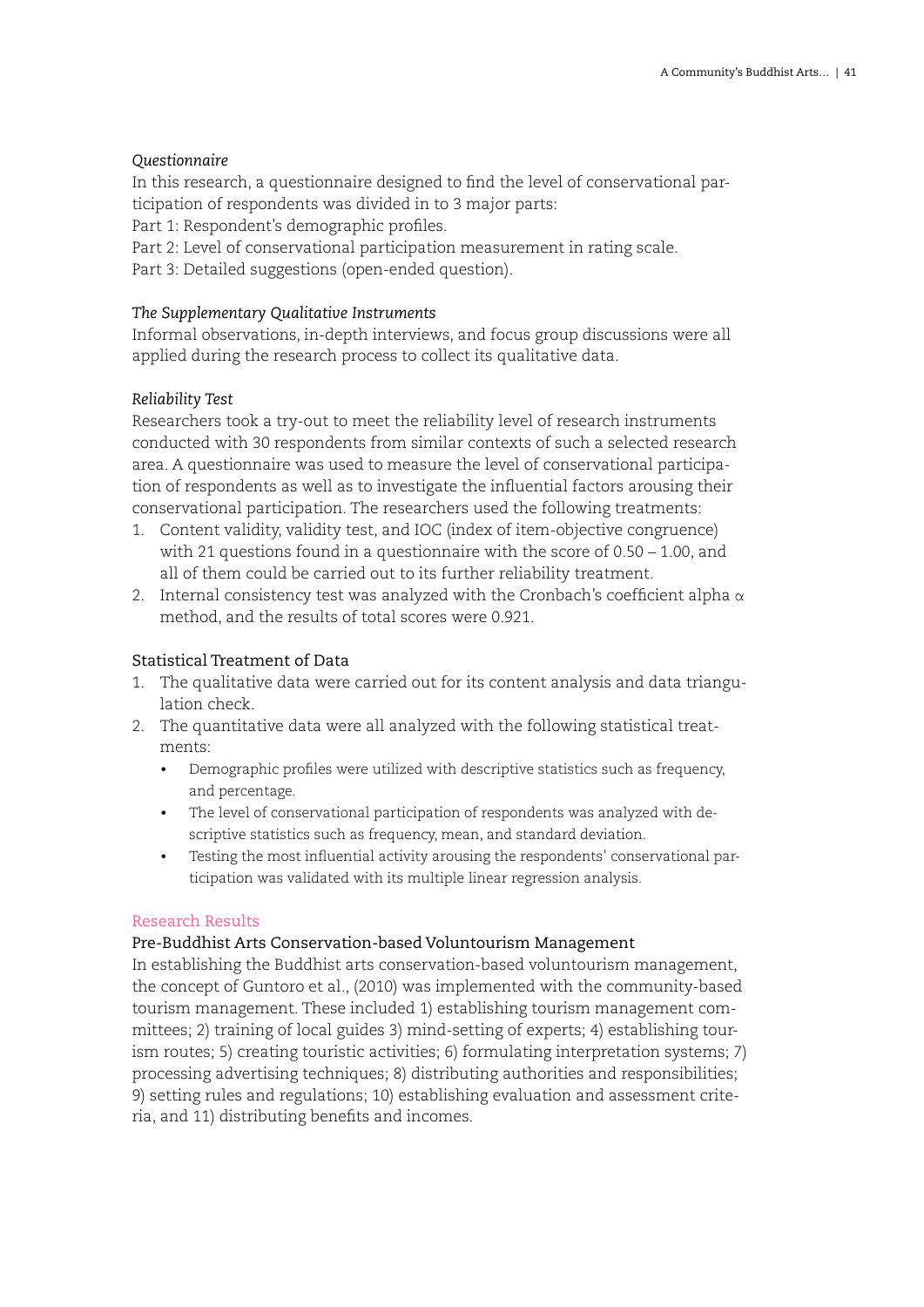*Questionnaire*

In this research, a questionnaire designed to find the level of conservational participation of respondents was divided in to 3 major parts:

Part 1: Respondent's demographic profiles.

Part 2: Level of conservational participation measurement in rating scale.

Part 3: Detailed suggestions (open-ended question).

*The Supplementary Qualitative Instruments*

Informal observations, in-depth interviews, and focus group discussions were all applied during the research process to collect its qualitative data.

*Reliability Test*

Researchers took a try-out to meet the reliability level of research instruments conducted with 30 respondents from similar contexts of such a selected research area. A questionnaire was used to measure the level of conservational participation of respondents as well as to investigate the influential factors arousing their conservational participation. The researchers used the following treatments:

1. Content validity, validity test, and IOC (index of item-objective congruence) with 21 questions found in a questionnaire with the score of 0.50 – 1.00, and all of them could be carried out to its further reliability treatment.
2. Internal consistency test was analyzed with the Cronbach's coefficient alpha $\alpha$ method, and the results of total scores were 0.921.

### Statistical Treatment of Data

1. The qualitative data were carried out for its content analysis and data triangulation check.
2. The quantitative data were all analyzed with the following statistical treatments:
   - Demographic profiles were utilized with descriptive statistics such as frequency, and percentage.
   - The level of conservational participation of respondents was analyzed with descriptive statistics such as frequency, mean, and standard deviation.
   - Testing the most influential activity arousing the respondents' conservational participation was validated with its multiple linear regression analysis.

## Research Results

### Pre-Buddhist Arts Conservation-based Voluntourism Management

In establishing the Buddhist arts conservation-based voluntourism management, the concept of Guntoro et al., (2010) was implemented with the community-based tourism management. These included 1) establishing tourism management committees; 2) training of local guides 3) mind-setting of experts; 4) establishing tourism routes; 5) creating touristic activities; 6) formulating interpretation systems; 7) processing advertising techniques; 8) distributing authorities and responsibilities; 9) setting rules and regulations; 10) establishing evaluation and assessment criteria, and 11) distributing benefits and incomes.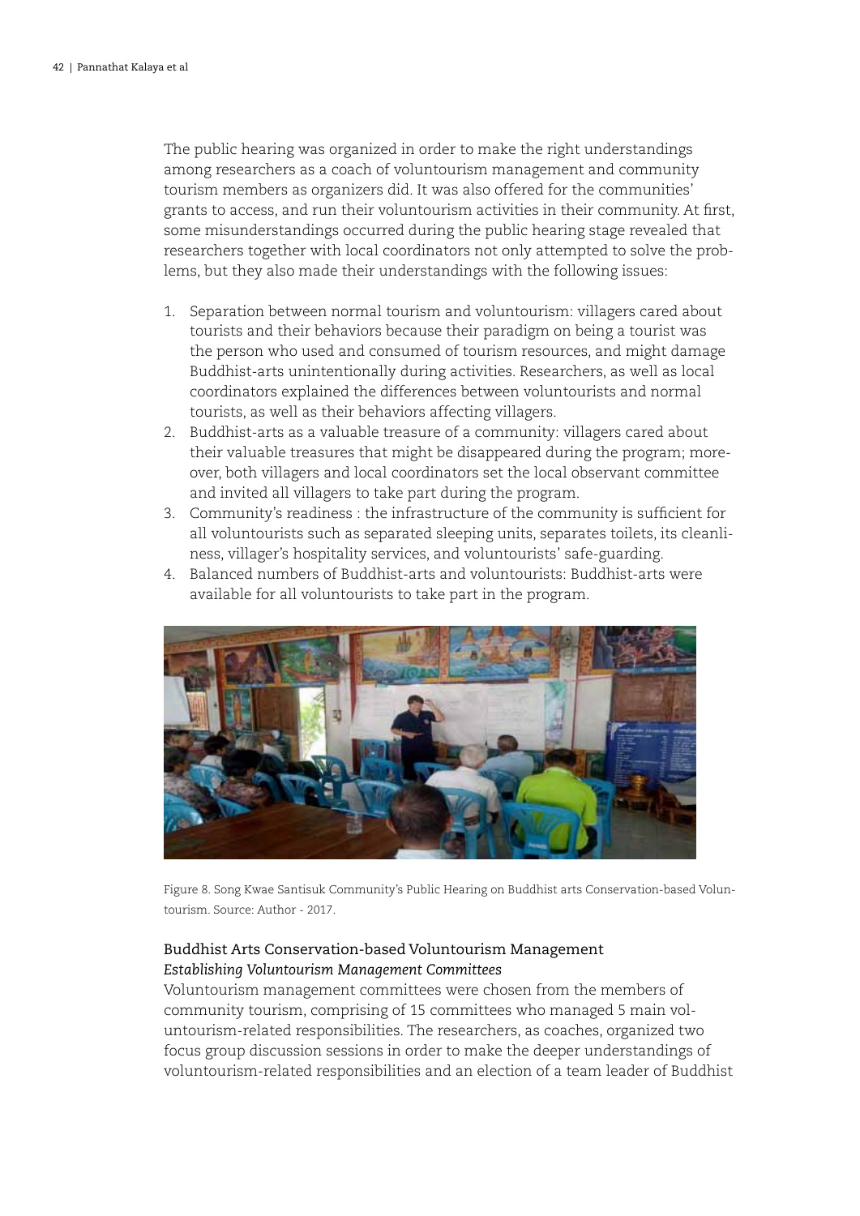The public hearing was organized in order to make the right understandings among researchers as a coach of voluntourism management and community tourism members as organizers did. It was also offered for the communities' grants to access, and run their voluntourism activities in their community. At first, some misunderstandings occurred during the public hearing stage revealed that researchers together with local coordinators not only attempted to solve the problems, but they also made their understandings with the following issues:

1. Separation between normal tourism and voluntourism: villagers cared about tourists and their behaviors because their paradigm on being a tourist was the person who used and consumed of tourism resources, and might damage Buddhist-arts unintentionally during activities. Researchers, as well as local coordinators explained the differences between voluntourists and normal tourists, as well as their behaviors affecting villagers.
2. Buddhist-arts as a valuable treasure of a community: villagers cared about their valuable treasures that might be disappeared during the program; moreover, both villagers and local coordinators set the local observant committee and invited all villagers to take part during the program.
3. Community's readiness : the infrastructure of the community is sufficient for all voluntourists such as separated sleeping units, separates toilets, its cleanliness, villager's hospitality services, and voluntourists' safe-guarding.
4. Balanced numbers of Buddhist-arts and voluntourists: Buddhist-arts were available for all voluntourists to take part in the program.

Figure 8. Song Kwae Santisuk Community's Public Hearing on Buddhist arts Conservation-based Voluntourism. Source: Author - 2017.

### Buddhist Arts Conservation-based Voluntourism Management

#### *Establishing Voluntourism Management Committees*

Voluntourism management committees were chosen from the members of community tourism, comprising of 15 committees who managed 5 main voluntourism-related responsibilities. The researchers, as coaches, organized two focus group discussion sessions in order to make the deeper understandings of voluntourism-related responsibilities and an election of a team leader of Buddhist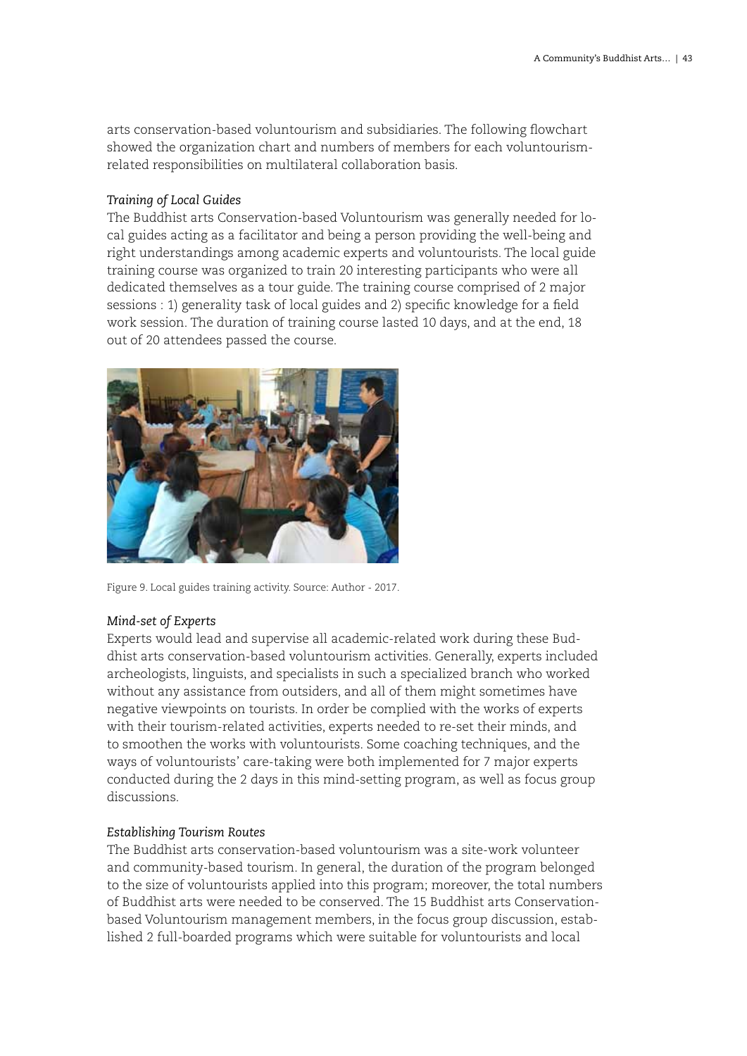arts conservation-based voluntourism and subsidiaries. The following flowchart showed the organization chart and numbers of members for each voluntourism-related responsibilities on multilateral collaboration basis.

*Training of Local Guides*

The Buddhist arts Conservation-based Voluntourism was generally needed for local guides acting as a facilitator and being a person providing the well-being and right understandings among academic experts and voluntourists. The local guide training course was organized to train 20 interesting participants who were all dedicated themselves as a tour guide. The training course comprised of 2 major sessions : 1) generality task of local guides and 2) specific knowledge for a field work session. The duration of training course lasted 10 days, and at the end, 18 out of 20 attendees passed the course.

Figure 9. Local guides training activity. Source: Author - 2017.

*Mind-set of Experts*

Experts would lead and supervise all academic-related work during these Buddhist arts conservation-based voluntourism activities. Generally, experts included archeologists, linguists, and specialists in such a specialized branch who worked without any assistance from outsiders, and all of them might sometimes have negative viewpoints on tourists. In order be complied with the works of experts with their tourism-related activities, experts needed to re-set their minds, and to smoothen the works with voluntourists. Some coaching techniques, and the ways of voluntourists' care-taking were both implemented for 7 major experts conducted during the 2 days in this mind-setting program, as well as focus group discussions.

*Establishing Tourism Routes*

The Buddhist arts conservation-based voluntourism was a site-work volunteer and community-based tourism. In general, the duration of the program belonged to the size of voluntourists applied into this program; moreover, the total numbers of Buddhist arts were needed to be conserved. The 15 Buddhist arts Conservation-based Voluntourism management members, in the focus group discussion, established 2 full-boarded programs which were suitable for voluntourists and local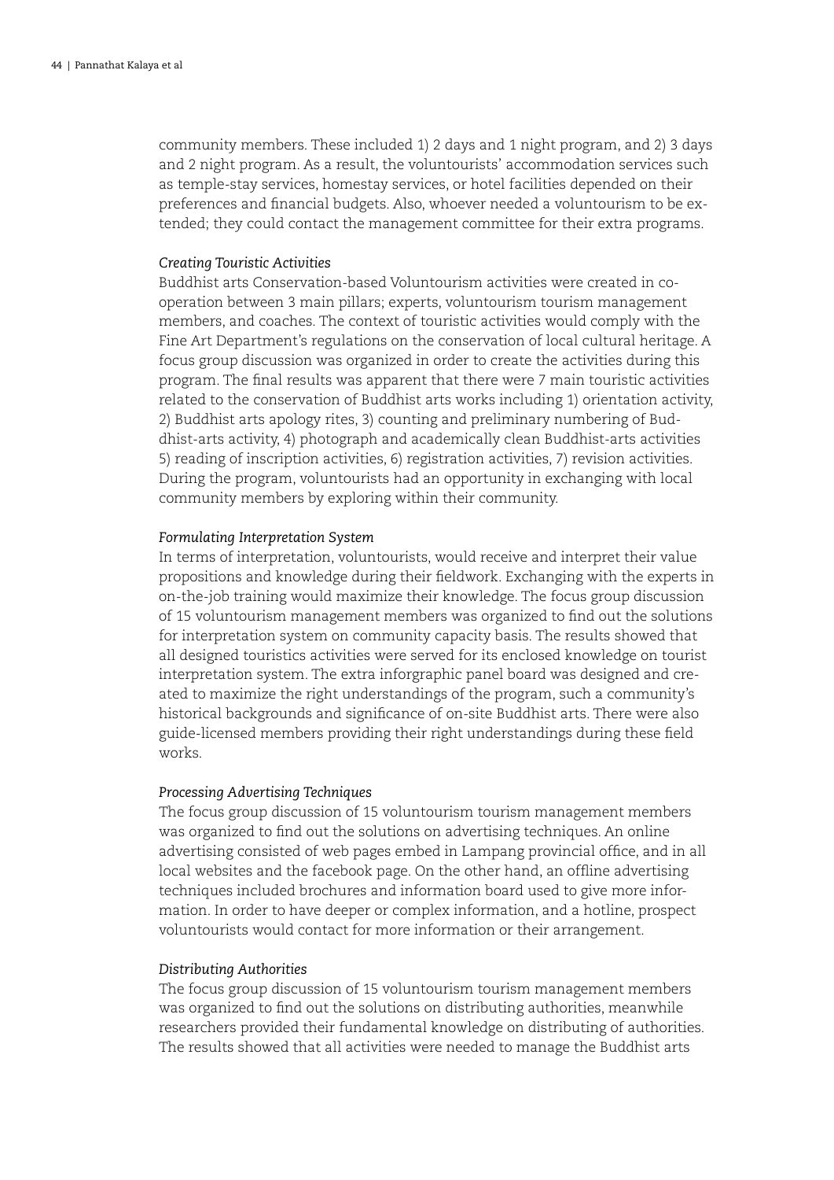community members. These included 1) 2 days and 1 night program, and 2) 3 days and 2 night program. As a result, the voluntourists' accommodation services such as temple-stay services, homestay services, or hotel facilities depended on their preferences and financial budgets. Also, whoever needed a voluntourism to be extended; they could contact the management committee for their extra programs.

*Creating Touristic Activities*

Buddhist arts Conservation-based Voluntourism activities were created in cooperation between 3 main pillars; experts, voluntourism tourism management members, and coaches. The context of touristic activities would comply with the Fine Art Department's regulations on the conservation of local cultural heritage. A focus group discussion was organized in order to create the activities during this program. The final results was apparent that there were 7 main touristic activities related to the conservation of Buddhist arts works including 1) orientation activity, 2) Buddhist arts apology rites, 3) counting and preliminary numbering of Buddhist-arts activity, 4) photograph and academically clean Buddhist-arts activities 5) reading of inscription activities, 6) registration activities, 7) revision activities. During the program, voluntourists had an opportunity in exchanging with local community members by exploring within their community.

*Formulating Interpretation System*

In terms of interpretation, voluntourists, would receive and interpret their value propositions and knowledge during their fieldwork. Exchanging with the experts in on-the-job training would maximize their knowledge. The focus group discussion of 15 voluntourism management members was organized to find out the solutions for interpretation system on community capacity basis. The results showed that all designed touristics activities were served for its enclosed knowledge on tourist interpretation system. The extra inforgraphic panel board was designed and created to maximize the right understandings of the program, such a community's historical backgrounds and significance of on-site Buddhist arts. There were also guide-licensed members providing their right understandings during these field works.

*Processing Advertising Techniques*

The focus group discussion of 15 voluntourism tourism management members was organized to find out the solutions on advertising techniques. An online advertising consisted of web pages embed in Lampang provincial office, and in all local websites and the facebook page. On the other hand, an offline advertising techniques included brochures and information board used to give more information. In order to have deeper or complex information, and a hotline, prospect voluntourists would contact for more information or their arrangement.

*Distributing Authorities*

The focus group discussion of 15 voluntourism tourism management members was organized to find out the solutions on distributing authorities, meanwhile researchers provided their fundamental knowledge on distributing of authorities. The results showed that all activities were needed to manage the Buddhist arts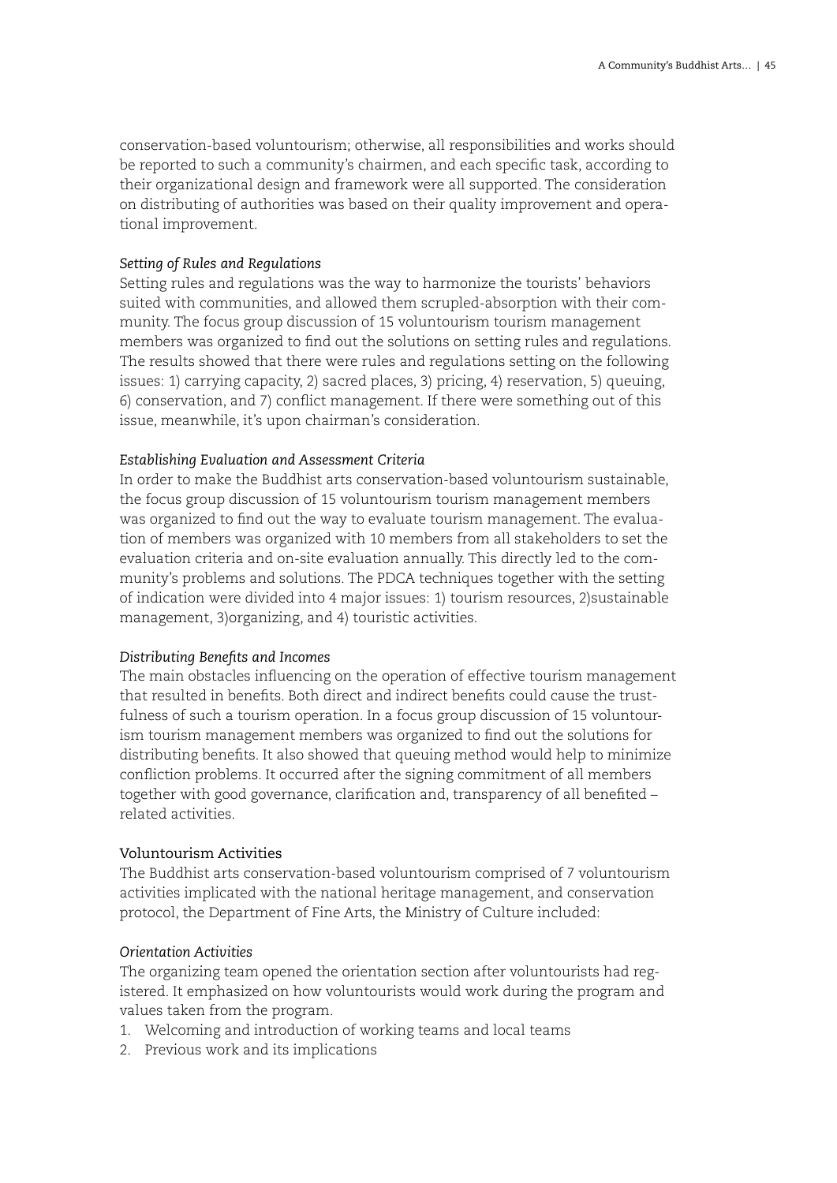conservation-based voluntourism; otherwise, all responsibilities and works should be reported to such a community's chairmen, and each specific task, according to their organizational design and framework were all supported. The consideration on distributing of authorities was based on their quality improvement and operational improvement.

*Setting of Rules and Regulations*

Setting rules and regulations was the way to harmonize the tourists' behaviors suited with communities, and allowed them scrupled-absorption with their community. The focus group discussion of 15 voluntourism tourism management members was organized to find out the solutions on setting rules and regulations. The results showed that there were rules and regulations setting on the following issues: 1) carrying capacity, 2) sacred places, 3) pricing, 4) reservation, 5) queuing, 6) conservation, and 7) conflict management. If there were something out of this issue, meanwhile, it's upon chairman's consideration.

*Establishing Evaluation and Assessment Criteria*

In order to make the Buddhist arts conservation-based voluntourism sustainable, the focus group discussion of 15 voluntourism tourism management members was organized to find out the way to evaluate tourism management. The evaluation of members was organized with 10 members from all stakeholders to set the evaluation criteria and on-site evaluation annually. This directly led to the community's problems and solutions. The PDCA techniques together with the setting of indication were divided into 4 major issues: 1) tourism resources, 2)sustainable management, 3)organizing, and 4) touristic activities.

*Distributing Benefits and Incomes*

The main obstacles influencing on the operation of effective tourism management that resulted in benefits. Both direct and indirect benefits could cause the trustfulness of such a tourism operation. In a focus group discussion of 15 voluntourism tourism management members was organized to find out the solutions for distributing benefits. It also showed that queuing method would help to minimize confliction problems. It occurred after the signing commitment of all members together with good governance, clarification and, transparency of all benefited – related activities.

### Voluntourism Activities

The Buddhist arts conservation-based voluntourism comprised of 7 voluntourism activities implicated with the national heritage management, and conservation protocol, the Department of Fine Arts, the Ministry of Culture included:

*Orientation Activities*

The organizing team opened the orientation section after voluntourists had registered. It emphasized on how voluntourists would work during the program and values taken from the program.

1. Welcoming and introduction of working teams and local teams
2. Previous work and its implications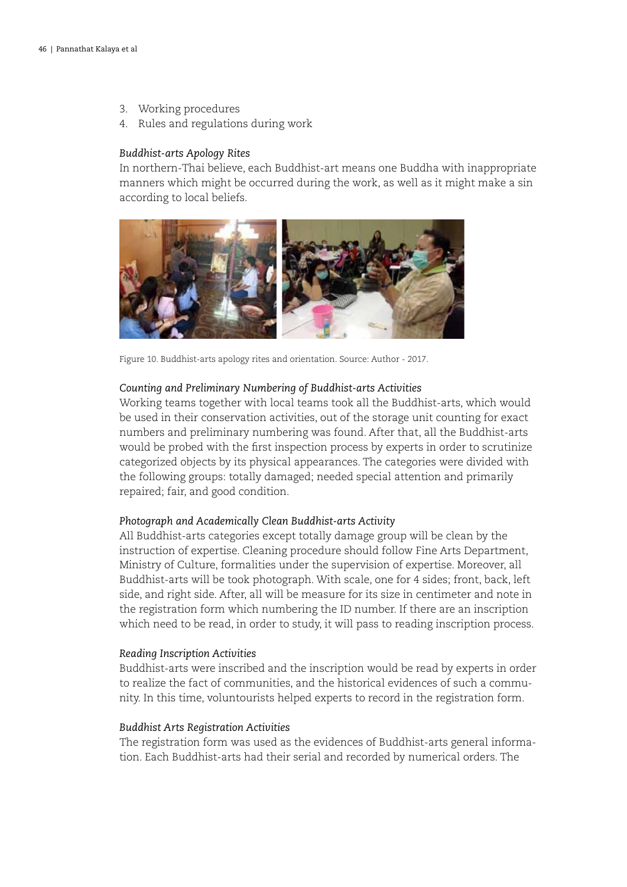3. Working procedures
4. Rules and regulations during work

### *Buddhist-arts Apology Rites*

In northern-Thai believe, each Buddhist-art means one Buddha with inappropriate manners which might be occurred during the work, as well as it might make a sin according to local beliefs.

Figure 10. Buddhist-arts apology rites and orientation. Source: Author - 2017.

### *Counting and Preliminary Numbering of Buddhist-arts Activities*

Working teams together with local teams took all the Buddhist-arts, which would be used in their conservation activities, out of the storage unit counting for exact numbers and preliminary numbering was found. After that, all the Buddhist-arts would be probed with the first inspection process by experts in order to scrutinize categorized objects by its physical appearances. The categories were divided with the following groups: totally damaged; needed special attention and primarily repaired; fair, and good condition.

### *Photograph and Academically Clean Buddhist-arts Activity*

All Buddhist-arts categories except totally damage group will be clean by the instruction of expertise. Cleaning procedure should follow Fine Arts Department, Ministry of Culture, formalities under the supervision of expertise. Moreover, all Buddhist-arts will be took photograph. With scale, one for 4 sides; front, back, left side, and right side. After, all will be measure for its size in centimeter and note in the registration form which numbering the ID number. If there are an inscription which need to be read, in order to study, it will pass to reading inscription process.

### *Reading Inscription Activities*

Buddhist-arts were inscribed and the inscription would be read by experts in order to realize the fact of communities, and the historical evidences of such a community. In this time, voluntourists helped experts to record in the registration form.

### *Buddhist Arts Registration Activities*

The registration form was used as the evidences of Buddhist-arts general information. Each Buddhist-arts had their serial and recorded by numerical orders. The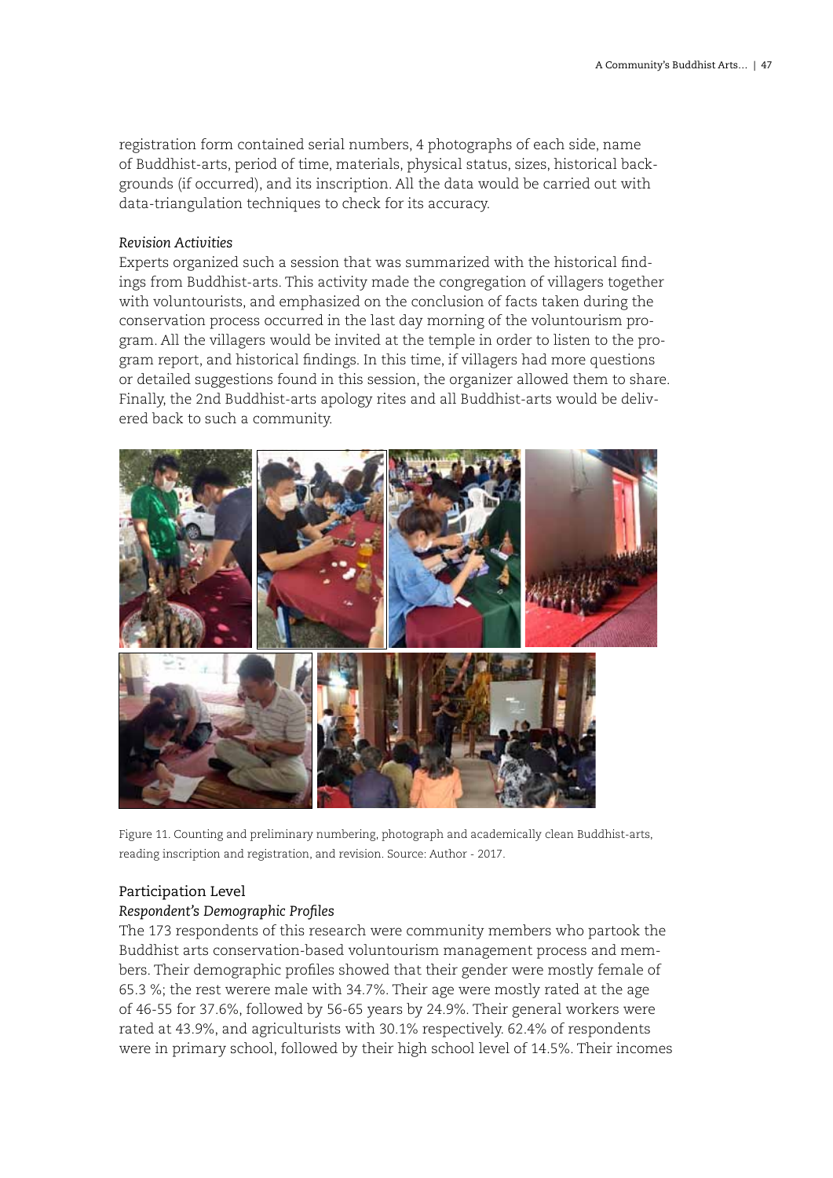registration form contained serial numbers, 4 photographs of each side, name of Buddhist-arts, period of time, materials, physical status, sizes, historical backgrounds (if occurred), and its inscription. All the data would be carried out with data-triangulation techniques to check for its accuracy.

*Revision Activities*

Experts organized such a session that was summarized with the historical findings from Buddhist-arts. This activity made the congregation of villagers together with voluntourists, and emphasized on the conclusion of facts taken during the conservation process occurred in the last day morning of the voluntourism program. All the villagers would be invited at the temple in order to listen to the program report, and historical findings. In this time, if villagers had more questions or detailed suggestions found in this session, the organizer allowed them to share. Finally, the 2nd Buddhist-arts apology rites and all Buddhist-arts would be delivered back to such a community.

Figure 11. Counting and preliminary numbering, photograph and academically clean Buddhist-arts, reading inscription and registration, and revision. Source: Author - 2017.

## Participation Level

*Respondent's Demographic Profiles*

The 173 respondents of this research were community members who partook the Buddhist arts conservation-based voluntourism management process and members. Their demographic profiles showed that their gender were mostly female of 65.3 %; the rest werere male with 34.7%. Their age were mostly rated at the age of 46-55 for 37.6%, followed by 56-65 years by 24.9%. Their general workers were rated at 43.9%, and agriculturists with 30.1% respectively. 62.4% of respondents were in primary school, followed by their high school level of 14.5%. Their incomes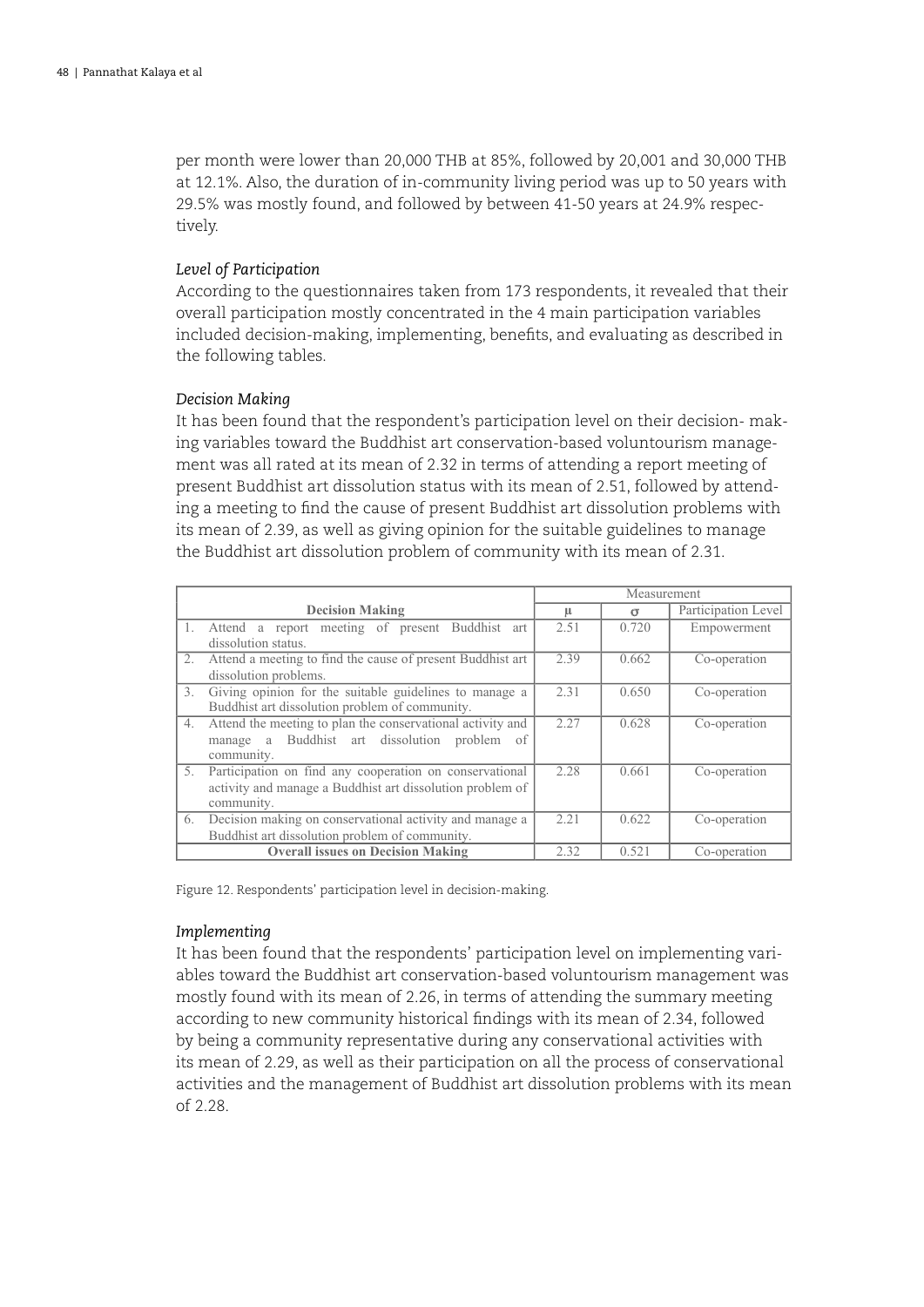per month were lower than 20,000 THB at 85%, followed by 20,001 and 30,000 THB at 12.1%. Also, the duration of in-community living period was up to 50 years with 29.5% was mostly found, and followed by between 41-50 years at 24.9% respectively.

### *Level of Participation*

According to the questionnaires taken from 173 respondents, it revealed that their overall participation mostly concentrated in the 4 main participation variables included decision-making, implementing, benefits, and evaluating as described in the following tables.

### *Decision Making*

It has been found that the respondent's participation level on their decision- making variables toward the Buddhist art conservation-based voluntourism management was all rated at its mean of 2.32 in terms of attending a report meeting of present Buddhist art dissolution status with its mean of 2.51, followed by attending a meeting to find the cause of present Buddhist art dissolution problems with its mean of 2.39, as well as giving opinion for the suitable guidelines to manage the Buddhist art dissolution problem of community with its mean of 2.31.

| Decision Making | Measurement | | |
|---|---|---|---|
| | μ | σ | Participation Level |
| 1. Attend a report meeting of present Buddhist art dissolution status. | 2.51 | 0.720 | Empowerment |
| 2. Attend a meeting to find the cause of present Buddhist art dissolution problems. | 2.39 | 0.662 | Co-operation |
| 3. Giving opinion for the suitable guidelines to manage a Buddhist art dissolution problem of community. | 2.31 | 0.650 | Co-operation |
| 4. Attend the meeting to plan the conservational activity and manage a Buddhist art dissolution problem of community. | 2.27 | 0.628 | Co-operation |
| 5. Participation on find any cooperation on conservational activity and manage a Buddhist art dissolution problem of community. | 2.28 | 0.661 | Co-operation |
| 6. Decision making on conservational activity and manage a Buddhist art dissolution problem of community. | 2.21 | 0.622 | Co-operation |
| **Overall issues on Decision Making** | 2.32 | 0.521 | Co-operation |

Figure 12. Respondents' participation level in decision-making.

### *Implementing*

It has been found that the respondents' participation level on implementing variables toward the Buddhist art conservation-based voluntourism management was mostly found with its mean of 2.26, in terms of attending the summary meeting according to new community historical findings with its mean of 2.34, followed by being a community representative during any conservational activities with its mean of 2.29, as well as their participation on all the process of conservational activities and the management of Buddhist art dissolution problems with its mean of 2.28.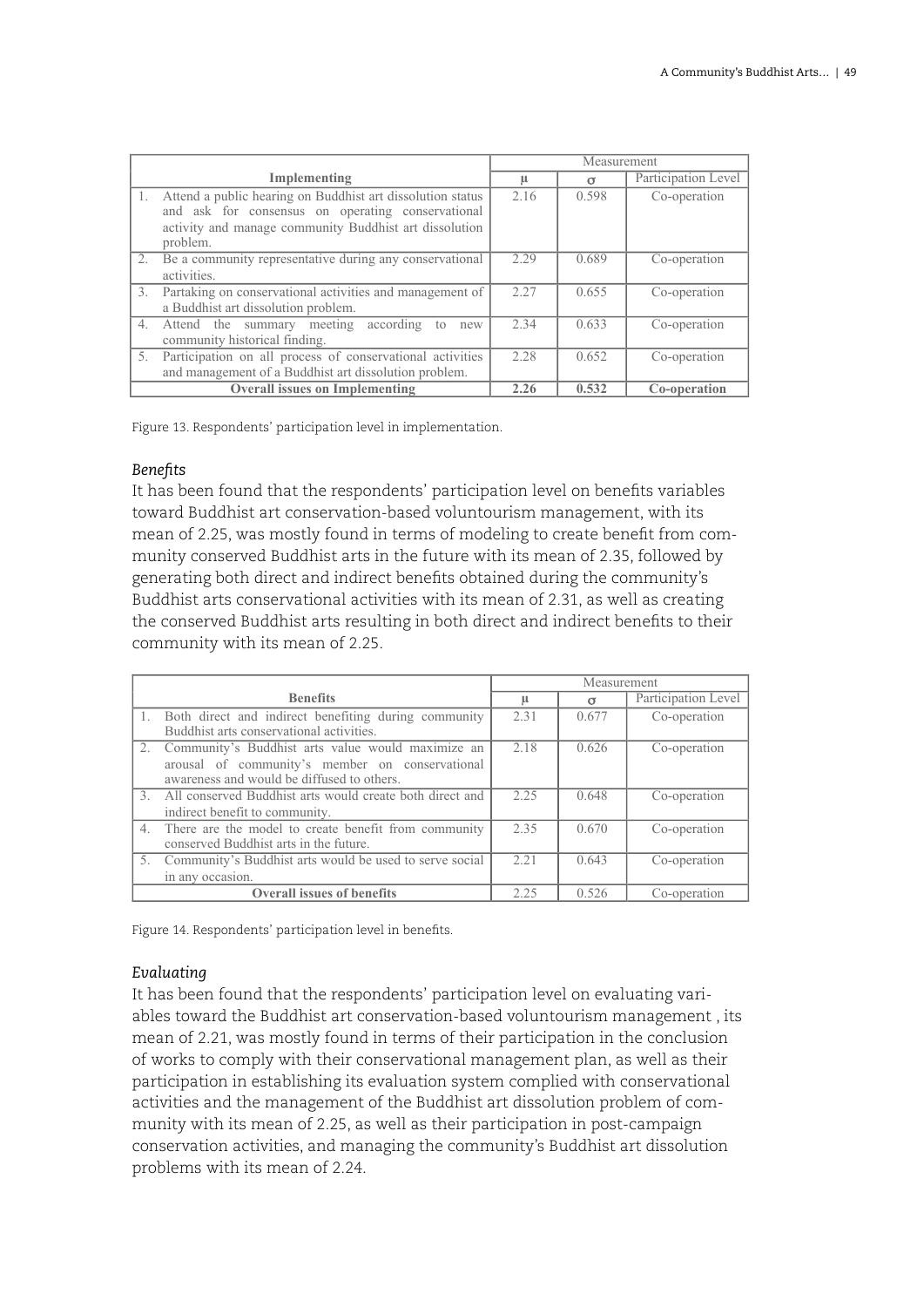| Implementing | Measurement | | |
|---|---|---|---|
| | μ | σ | Participation Level |
| 1. Attend a public hearing on Buddhist art dissolution status and ask for consensus on operating conservational activity and manage community Buddhist art dissolution problem. | 2.16 | 0.598 | Co-operation |
| 2. Be a community representative during any conservational activities. | 2.29 | 0.689 | Co-operation |
| 3. Partaking on conservational activities and management of a Buddhist art dissolution problem. | 2.27 | 0.655 | Co-operation |
| 4. Attend the summary meeting according to new community historical finding. | 2.34 | 0.633 | Co-operation |
| 5. Participation on all process of conservational activities and management of a Buddhist art dissolution problem. | 2.28 | 0.652 | Co-operation |
| **Overall issues on Implementing** | **2.26** | **0.532** | **Co-operation** |

Figure 13. Respondents' participation level in implementation.

### *Benefits*

It has been found that the respondents' participation level on benefits variables toward Buddhist art conservation-based voluntourism management, with its mean of 2.25, was mostly found in terms of modeling to create benefit from community conserved Buddhist arts in the future with its mean of 2.35, followed by generating both direct and indirect benefits obtained during the community's Buddhist arts conservational activities with its mean of 2.31, as well as creating the conserved Buddhist arts resulting in both direct and indirect benefits to their community with its mean of 2.25.

| Benefits | Measurement | | |
|---|---|---|---|
| | μ | σ | Participation Level |
| 1. Both direct and indirect benefiting during community Buddhist arts conservational activities. | 2.31 | 0.677 | Co-operation |
| 2. Community's Buddhist arts value would maximize an arousal of community's member on conservational awareness and would be diffused to others. | 2.18 | 0.626 | Co-operation |
| 3. All conserved Buddhist arts would create both direct and indirect benefit to community. | 2.25 | 0.648 | Co-operation |
| 4. There are the model to create benefit from community conserved Buddhist arts in the future. | 2.35 | 0.670 | Co-operation |
| 5. Community's Buddhist arts would be used to serve social in any occasion. | 2.21 | 0.643 | Co-operation |
| **Overall issues of benefits** | 2.25 | 0.526 | Co-operation |

Figure 14. Respondents' participation level in benefits.

### *Evaluating*

It has been found that the respondents' participation level on evaluating variables toward the Buddhist art conservation-based voluntourism management , its mean of 2.21, was mostly found in terms of their participation in the conclusion of works to comply with their conservational management plan, as well as their participation in establishing its evaluation system complied with conservational activities and the management of the Buddhist art dissolution problem of community with its mean of 2.25, as well as their participation in post-campaign conservation activities, and managing the community's Buddhist art dissolution problems with its mean of 2.24.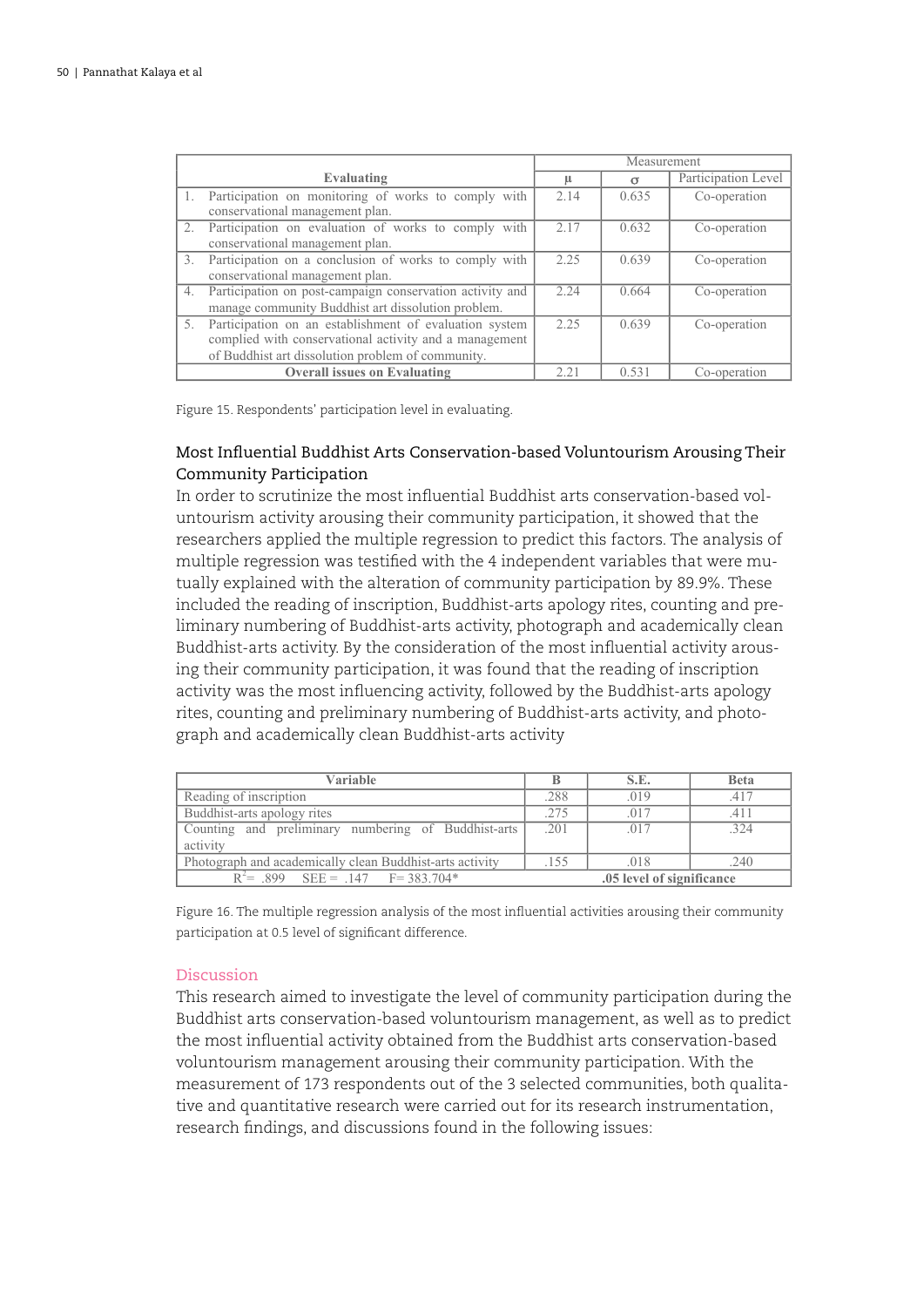| Evaluating | Measurement | | |
|---|---|---|---|
| | $\mu$ | $\sigma$ | Participation Level |
| 1. Participation on monitoring of works to comply with conservational management plan. | 2.14 | 0.635 | Co-operation |
| 2. Participation on evaluation of works to comply with conservational management plan. | 2.17 | 0.632 | Co-operation |
| 3. Participation on a conclusion of works to comply with conservational management plan. | 2.25 | 0.639 | Co-operation |
| 4. Participation on post-campaign conservation activity and manage community Buddhist art dissolution problem. | 2.24 | 0.664 | Co-operation |
| 5. Participation on an establishment of evaluation system complied with conservational activity and a management of Buddhist art dissolution problem of community. | 2.25 | 0.639 | Co-operation |
| **Overall issues on Evaluating** | 2.21 | 0.531 | Co-operation |

Figure 15. Respondents' participation level in evaluating.

### Most Influential Buddhist Arts Conservation-based Voluntourism Arousing Their Community Participation

In order to scrutinize the most influential Buddhist arts conservation-based voluntourism activity arousing their community participation, it showed that the researchers applied the multiple regression to predict this factors. The analysis of multiple regression was testified with the 4 independent variables that were mutually explained with the alteration of community participation by 89.9%. These included the reading of inscription, Buddhist-arts apology rites, counting and preliminary numbering of Buddhist-arts activity, photograph and academically clean Buddhist-arts activity. By the consideration of the most influential activity arousing their community participation, it was found that the reading of inscription activity was the most influencing activity, followed by the Buddhist-arts apology rites, counting and preliminary numbering of Buddhist-arts activity, and photograph and academically clean Buddhist-arts activity

| Variable | B | S.E. | Beta |
|---|---|---|---|
| Reading of inscription | .288 | .019 | .417 |
| Buddhist-arts apology rites | .275 | .017 | .411 |
| Counting and preliminary numbering of Buddhist-arts activity | .201 | .017 | .324 |
| Photograph and academically clean Buddhist-arts activity | .155 | .018 | .240 |
| $R^2$ = .899 SEE = .147 F = 383.704* | **.05 level of significance** | | |

Figure 16. The multiple regression analysis of the most influential activities arousing their community participation at 0.5 level of significant difference.

## Discussion

This research aimed to investigate the level of community participation during the Buddhist arts conservation-based voluntourism management, as well as to predict the most influential activity obtained from the Buddhist arts conservation-based voluntourism management arousing their community participation. With the measurement of 173 respondents out of the 3 selected communities, both qualitative and quantitative research were carried out for its research instrumentation, research findings, and discussions found in the following issues: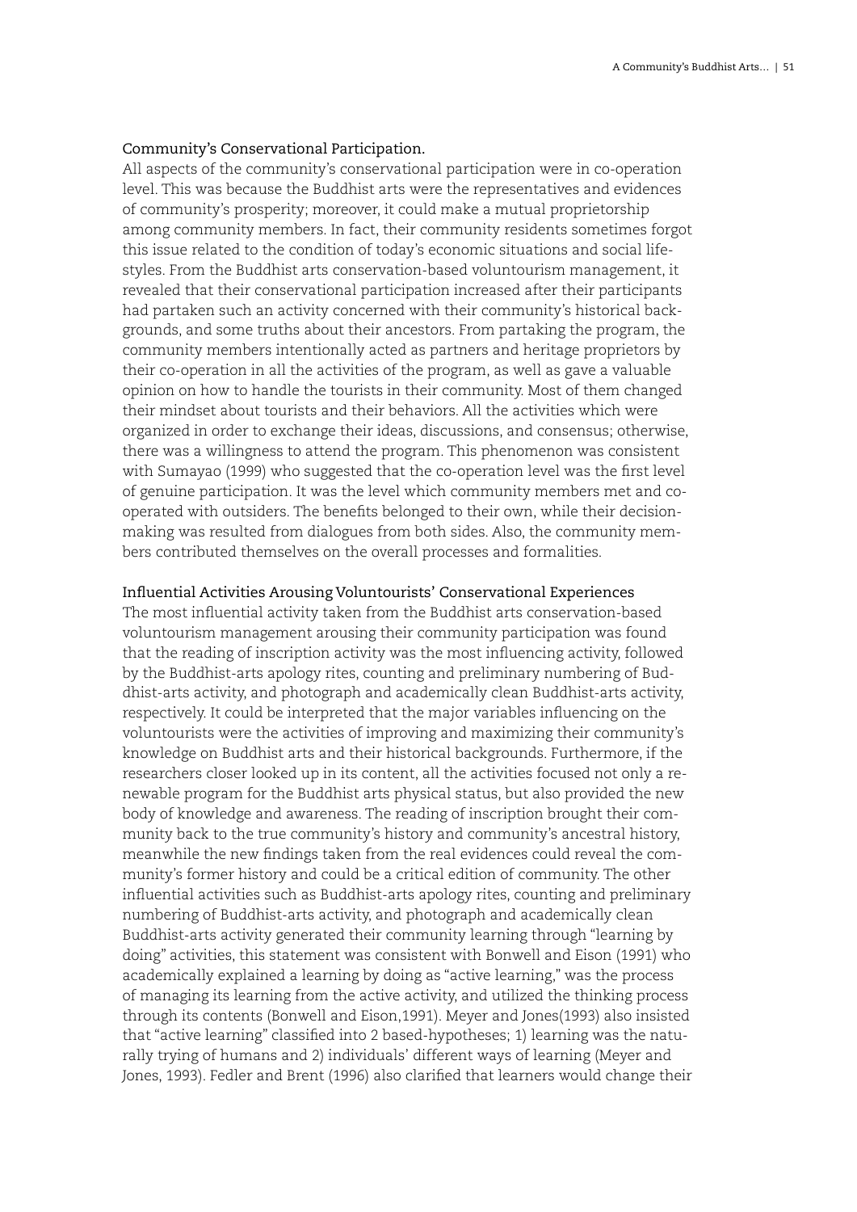### Community's Conservational Participation.

All aspects of the community's conservational participation were in co-operation level. This was because the Buddhist arts were the representatives and evidences of community's prosperity; moreover, it could make a mutual proprietorship among community members. In fact, their community residents sometimes forgot this issue related to the condition of today's economic situations and social lifestyles. From the Buddhist arts conservation-based voluntourism management, it revealed that their conservational participation increased after their participants had partaken such an activity concerned with their community's historical backgrounds, and some truths about their ancestors. From partaking the program, the community members intentionally acted as partners and heritage proprietors by their co-operation in all the activities of the program, as well as gave a valuable opinion on how to handle the tourists in their community. Most of them changed their mindset about tourists and their behaviors. All the activities which were organized in order to exchange their ideas, discussions, and consensus; otherwise, there was a willingness to attend the program. This phenomenon was consistent with Sumayao (1999) who suggested that the co-operation level was the first level of genuine participation. It was the level which community members met and co-operated with outsiders. The benefits belonged to their own, while their decision-making was resulted from dialogues from both sides. Also, the community members contributed themselves on the overall processes and formalities.

### Influential Activities Arousing Voluntourists' Conservational Experiences

The most influential activity taken from the Buddhist arts conservation-based voluntourism management arousing their community participation was found that the reading of inscription activity was the most influencing activity, followed by the Buddhist-arts apology rites, counting and preliminary numbering of Buddhist-arts activity, and photograph and academically clean Buddhist-arts activity, respectively. It could be interpreted that the major variables influencing on the voluntourists were the activities of improving and maximizing their community's knowledge on Buddhist arts and their historical backgrounds. Furthermore, if the researchers closer looked up in its content, all the activities focused not only a renewable program for the Buddhist arts physical status, but also provided the new body of knowledge and awareness. The reading of inscription brought their community back to the true community's history and community's ancestral history, meanwhile the new findings taken from the real evidences could reveal the community's former history and could be a critical edition of community. The other influential activities such as Buddhist-arts apology rites, counting and preliminary numbering of Buddhist-arts activity, and photograph and academically clean Buddhist-arts activity generated their community learning through "learning by doing" activities, this statement was consistent with Bonwell and Eison (1991) who academically explained a learning by doing as "active learning," was the process of managing its learning from the active activity, and utilized the thinking process through its contents (Bonwell and Eison,1991). Meyer and Jones(1993) also insisted that "active learning" classified into 2 based-hypotheses; 1) learning was the naturally trying of humans and 2) individuals' different ways of learning (Meyer and Jones, 1993). Fedler and Brent (1996) also clarified that learners would change their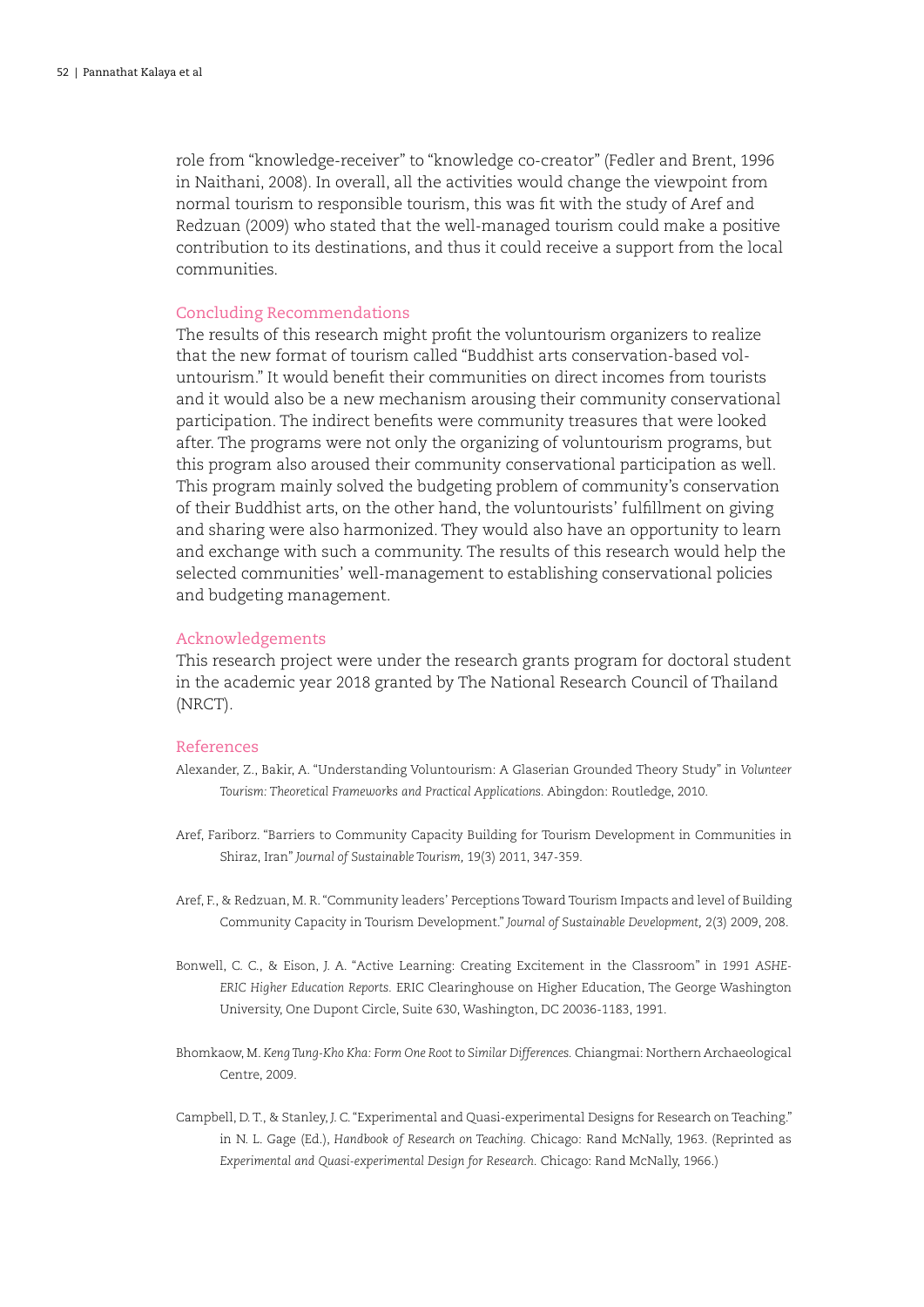role from "knowledge-receiver" to "knowledge co-creator" (Fedler and Brent, 1996 in Naithani, 2008). In overall, all the activities would change the viewpoint from normal tourism to responsible tourism, this was fit with the study of Aref and Redzuan (2009) who stated that the well-managed tourism could make a positive contribution to its destinations, and thus it could receive a support from the local communities.

## Concluding Recommendations

The results of this research might profit the voluntourism organizers to realize that the new format of tourism called "Buddhist arts conservation-based voluntourism." It would benefit their communities on direct incomes from tourists and it would also be a new mechanism arousing their community conservational participation. The indirect benefits were community treasures that were looked after. The programs were not only the organizing of voluntourism programs, but this program also aroused their community conservational participation as well. This program mainly solved the budgeting problem of community's conservation of their Buddhist arts, on the other hand, the voluntourists' fulfillment on giving and sharing were also harmonized. They would also have an opportunity to learn and exchange with such a community. The results of this research would help the selected communities' well-management to establishing conservational policies and budgeting management.

## Acknowledgements

This research project were under the research grants program for doctoral student in the academic year 2018 granted by The National Research Council of Thailand (NRCT).

## References

Alexander, Z., Bakir, A. "Understanding Voluntourism: A Glaserian Grounded Theory Study" in *Volunteer Tourism: Theoretical Frameworks and Practical Applications.* Abingdon: Routledge, 2010.

Aref, Fariborz. "Barriers to Community Capacity Building for Tourism Development in Communities in Shiraz, Iran" *Journal of Sustainable Tourism*, 19(3) 2011, 347-359.

Aref, F., & Redzuan, M. R. "Community leaders' Perceptions Toward Tourism Impacts and level of Building Community Capacity in Tourism Development." *Journal of Sustainable Development,* 2(3) 2009, 208.

Bonwell, C. C., & Eison, J. A. "Active Learning: Creating Excitement in the Classroom" in *1991 ASHE-ERIC Higher Education Reports.* ERIC Clearinghouse on Higher Education, The George Washington University, One Dupont Circle, Suite 630, Washington, DC 20036-1183, 1991.

Bhomkaow, M. *Keng Tung-Kho Kha: Form One Root to Similar Differences.* Chiangmai: Northern Archaeological Centre, 2009.

Campbell, D. T., & Stanley, J. C. "Experimental and Quasi-experimental Designs for Research on Teaching." in N. L. Gage (Ed.), *Handbook of Research on Teaching.* Chicago: Rand McNally, 1963. (Reprinted as *Experimental and Quasi-experimental Design for Research.* Chicago: Rand McNally, 1966.)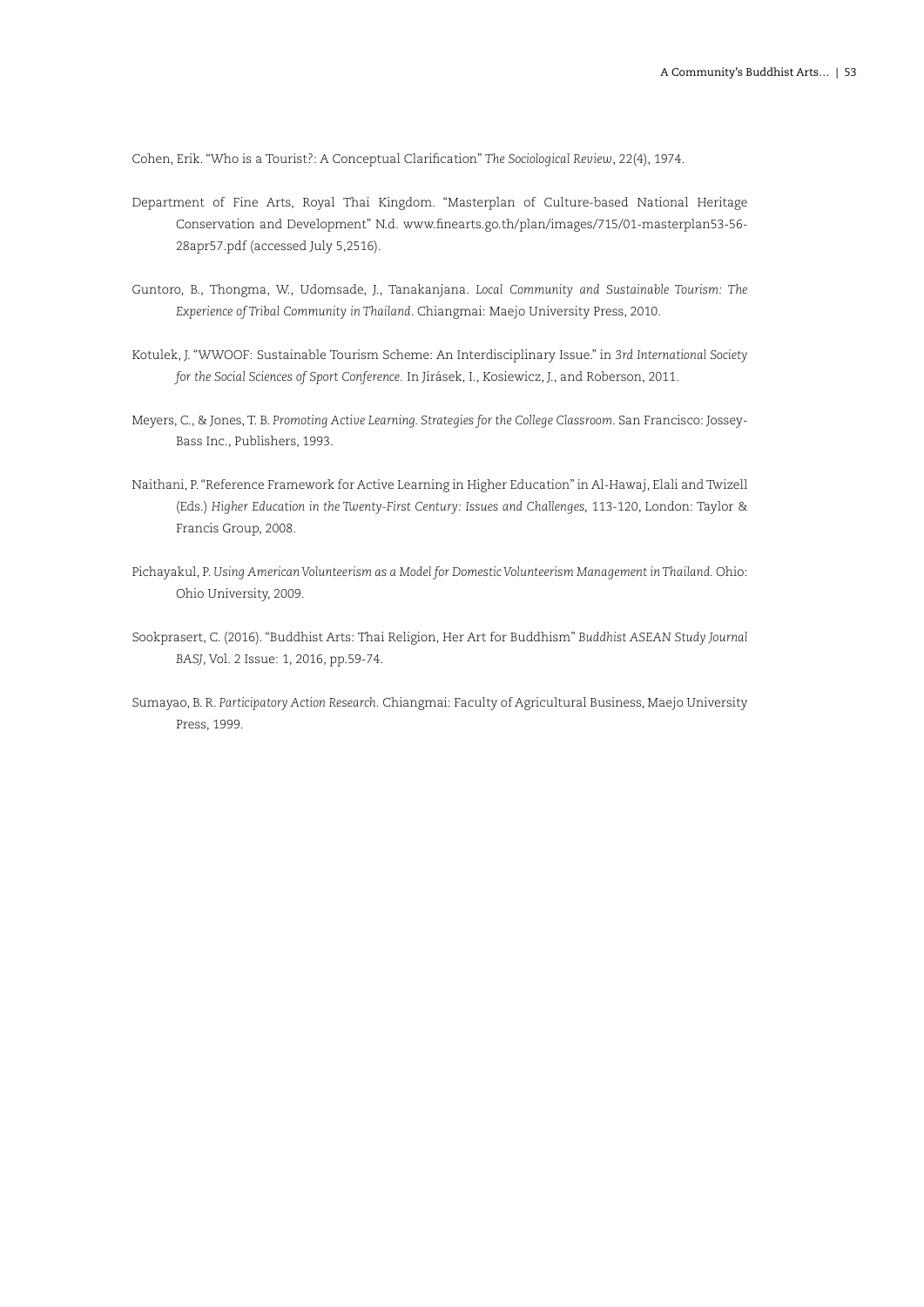Cohen, Erik. "Who is a Tourist?: A Conceptual Clarification" *The Sociological Review*, 22(4), 1974.

Department of Fine Arts, Royal Thai Kingdom. "Masterplan of Culture-based National Heritage Conservation and Development" N.d. www.finearts.go.th/plan/images/715/01-masterplan53-56-28apr57.pdf (accessed July 5,2516).

Guntoro, B., Thongma, W., Udomsade, J., Tanakanjana. *Local Community and Sustainable Tourism: The Experience of Tribal Community in Thailand*. Chiangmai: Maejo University Press, 2010.

Kotulek, J. "WWOOF: Sustainable Tourism Scheme: An Interdisciplinary Issue." in *3rd International Society for the Social Sciences of Sport Conference.* In Jirásek, I., Kosiewicz, J., and Roberson, 2011.

Meyers, C., & Jones, T. B. *Promoting Active Learning. Strategies for the College Classroom*. San Francisco: Jossey-Bass Inc., Publishers, 1993.

Naithani, P. "Reference Framework for Active Learning in Higher Education" in Al-Hawaj, Elali and Twizell (Eds.) *Higher Education in the Twenty-First Century: Issues and Challenges,* 113-120, London: Taylor & Francis Group, 2008.

Pichayakul, P. *Using American Volunteerism as a Model for Domestic Volunteerism Management in Thailand.* Ohio: Ohio University, 2009.

Sookprasert, C. (2016). "Buddhist Arts: Thai Religion, Her Art for Buddhism" *Buddhist ASEAN Study Journal BASJ*, Vol. 2 Issue: 1, 2016, pp.59-74.

Sumayao, B. R. *Participatory Action Research.* Chiangmai: Faculty of Agricultural Business, Maejo University Press, 1999.